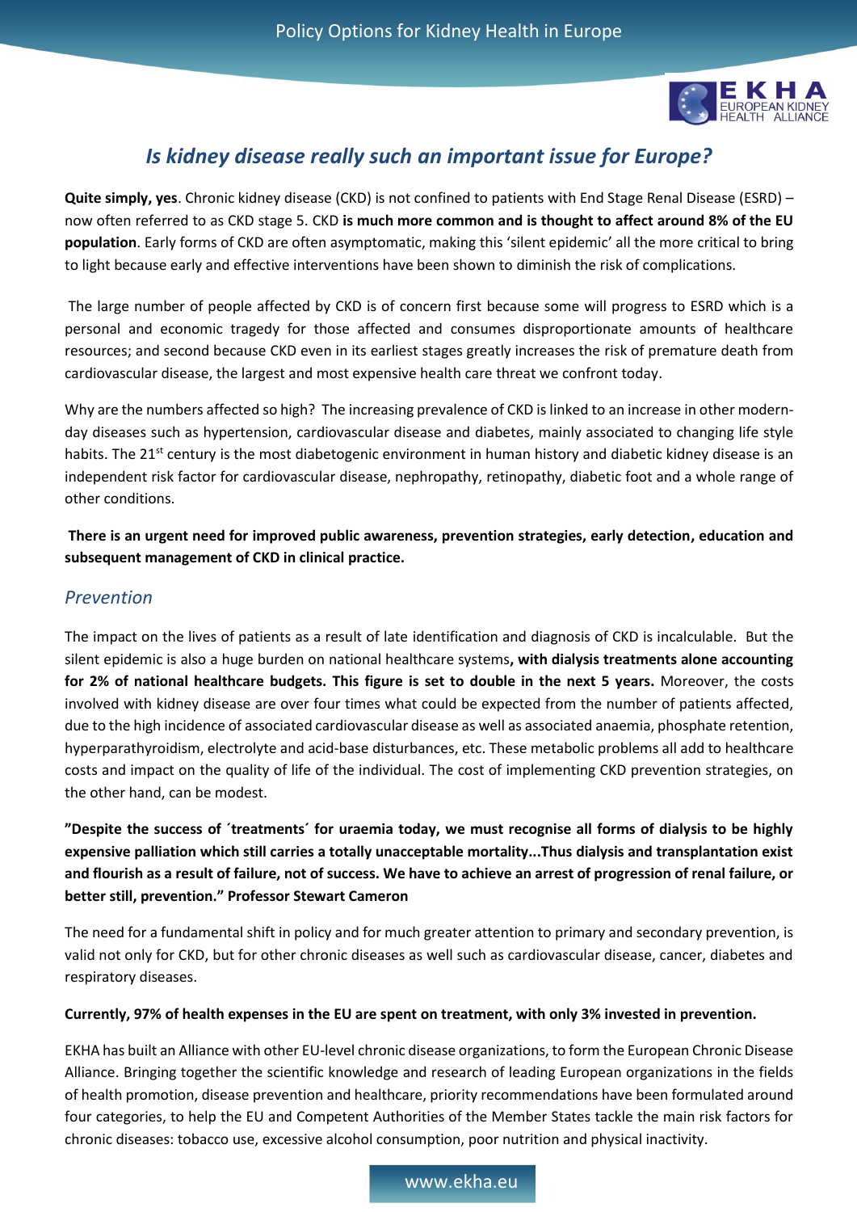# *Is kidney disease really such an important issue for Europe?*

**Quite simply, yes**. Chronic kidney disease (CKD) is not confined to patients with End Stage Renal Disease (ESRD) – now often referred to as CKD stage 5. CKD **is much more common and is thought to affect around 8% of the EU population**. Early forms of CKD are often asymptomatic, making this 'silent epidemic' all the more critical to bring to light because early and effective interventions have been shown to diminish the risk of complications.

The large number of people affected by CKD is of concern first because some will progress to ESRD which is a personal and economic tragedy for those affected and consumes disproportionate amounts of healthcare resources; and second because CKD even in its earliest stages greatly increases the risk of premature death from cardiovascular disease, the largest and most expensive health care threat we confront today.

Why are the numbers affected so high? The increasing prevalence of CKD is linked to an increase in other modern-day diseases such as hypertension, cardiovascular disease and diabetes, mainly associated to changing life style habits. The 21st century is the most diabetogenic environment in human history and diabetic kidney disease is an independent risk factor for cardiovascular disease, nephropathy, retinopathy, diabetic foot and a whole range of other conditions.

**There is an urgent need for improved public awareness, prevention strategies, early detection, education and subsequent management of CKD in clinical practice.**

## *Prevention*

The impact on the lives of patients as a result of late identification and diagnosis of CKD is incalculable. But the silent epidemic is also a huge burden on national healthcare systems**, with dialysis treatments alone accounting for 2% of national healthcare budgets. This figure is set to double in the next 5 years.** Moreover, the costs involved with kidney disease are over four times what could be expected from the number of patients affected, due to the high incidence of associated cardiovascular disease as well as associated anaemia, phosphate retention, hyperparathyroidism, electrolyte and acid-base disturbances, etc. These metabolic problems all add to healthcare costs and impact on the quality of life of the individual. The cost of implementing CKD prevention strategies, on the other hand, can be modest.

**"Despite the success of ´treatments´ for uraemia today, we must recognise all forms of dialysis to be highly expensive palliation which still carries a totally unacceptable mortality...Thus dialysis and transplantation exist and flourish as a result of failure, not of success. We have to achieve an arrest of progression of renal failure, or better still, prevention." Professor Stewart Cameron**

The need for a fundamental shift in policy and for much greater attention to primary and secondary prevention, is valid not only for CKD, but for other chronic diseases as well such as cardiovascular disease, cancer, diabetes and respiratory diseases.

**Currently, 97% of health expenses in the EU are spent on treatment, with only 3% invested in prevention.**

EKHA has built an Alliance with other EU-level chronic disease organizations, to form the European Chronic Disease Alliance. Bringing together the scientific knowledge and research of leading European organizations in the fields of health promotion, disease prevention and healthcare, priority recommendations have been formulated around four categories, to help the EU and Competent Authorities of the Member States tackle the main risk factors for chronic diseases: tobacco use, excessive alcohol consumption, poor nutrition and physical inactivity.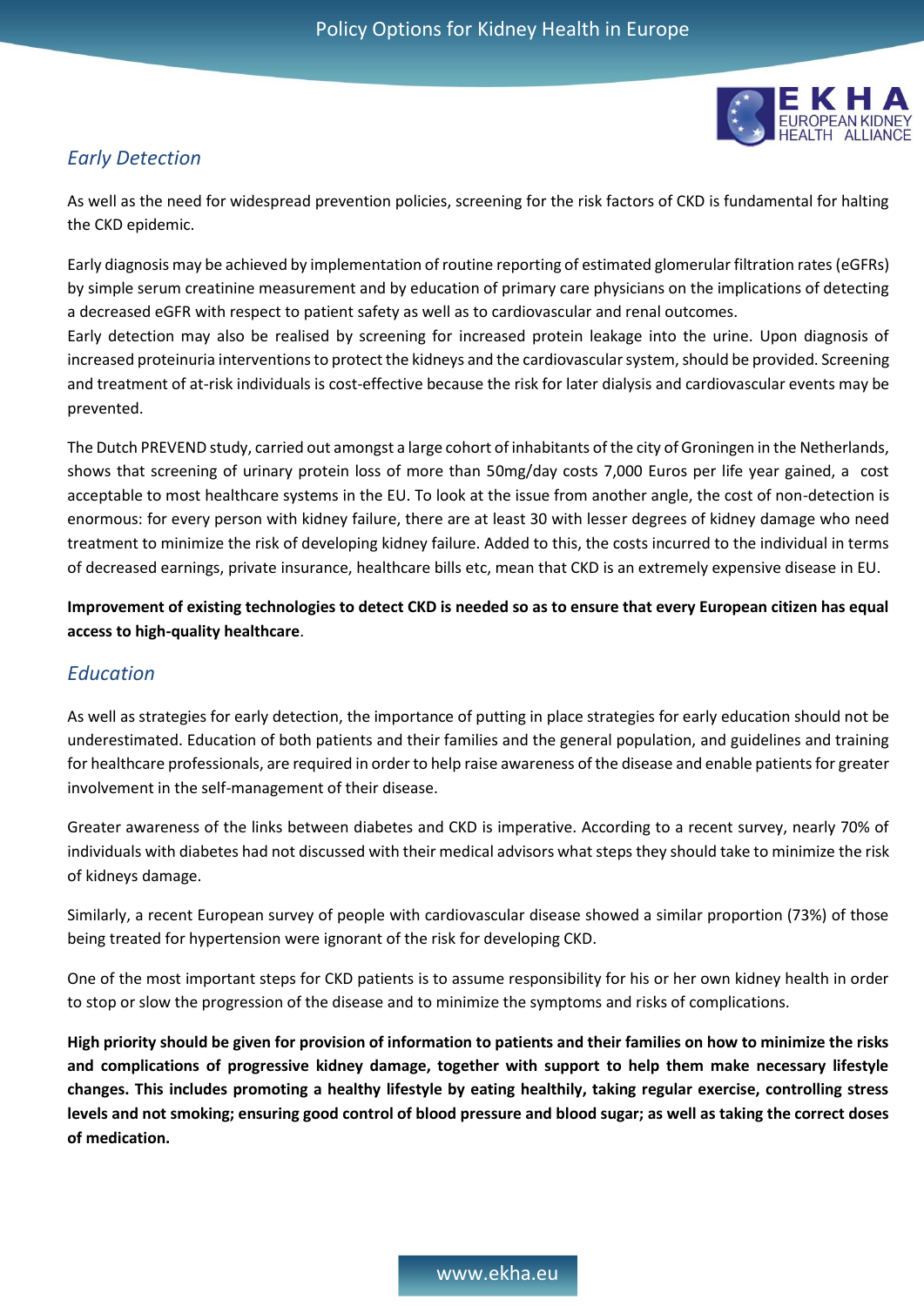## *Early Detection*

As well as the need for widespread prevention policies, screening for the risk factors of CKD is fundamental for halting the CKD epidemic.

Early diagnosis may be achieved by implementation of routine reporting of estimated glomerular filtration rates (eGFRs) by simple serum creatinine measurement and by education of primary care physicians on the implications of detecting a decreased eGFR with respect to patient safety as well as to cardiovascular and renal outcomes.
Early detection may also be realised by screening for increased protein leakage into the urine. Upon diagnosis of increased proteinuria interventions to protect the kidneys and the cardiovascular system, should be provided. Screening and treatment of at-risk individuals is cost-effective because the risk for later dialysis and cardiovascular events may be prevented.

The Dutch PREVEND study, carried out amongst a large cohort of inhabitants of the city of Groningen in the Netherlands, shows that screening of urinary protein loss of more than 50mg/day costs 7,000 Euros per life year gained, a cost acceptable to most healthcare systems in the EU. To look at the issue from another angle, the cost of non-detection is enormous: for every person with kidney failure, there are at least 30 with lesser degrees of kidney damage who need treatment to minimize the risk of developing kidney failure. Added to this, the costs incurred to the individual in terms of decreased earnings, private insurance, healthcare bills etc, mean that CKD is an extremely expensive disease in EU.

**Improvement of existing technologies to detect CKD is needed so as to ensure that every European citizen has equal access to high-quality healthcare**.

## *Education*

As well as strategies for early detection, the importance of putting in place strategies for early education should not be underestimated. Education of both patients and their families and the general population, and guidelines and training for healthcare professionals, are required in order to help raise awareness of the disease and enable patients for greater involvement in the self-management of their disease.

Greater awareness of the links between diabetes and CKD is imperative. According to a recent survey, nearly 70% of individuals with diabetes had not discussed with their medical advisors what steps they should take to minimize the risk of kidneys damage.

Similarly, a recent European survey of people with cardiovascular disease showed a similar proportion (73%) of those being treated for hypertension were ignorant of the risk for developing CKD.

One of the most important steps for CKD patients is to assume responsibility for his or her own kidney health in order to stop or slow the progression of the disease and to minimize the symptoms and risks of complications.

**High priority should be given for provision of information to patients and their families on how to minimize the risks and complications of progressive kidney damage, together with support to help them make necessary lifestyle changes. This includes promoting a healthy lifestyle by eating healthily, taking regular exercise, controlling stress levels and not smoking; ensuring good control of blood pressure and blood sugar; as well as taking the correct doses of medication.**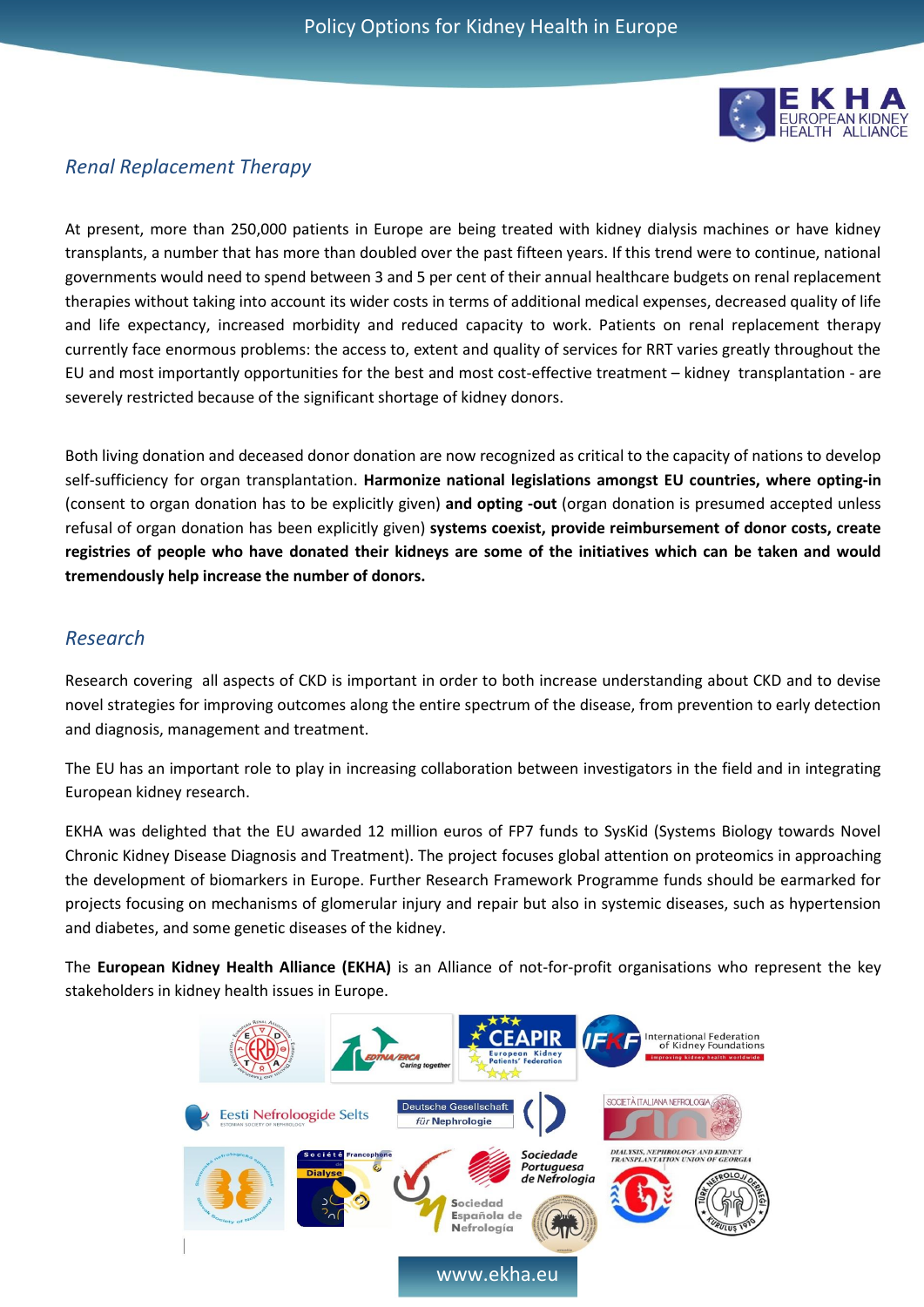## Renal Replacement Therapy

At present, more than 250,000 patients in Europe are being treated with kidney dialysis machines or have kidney transplants, a number that has more than doubled over the past fifteen years. If this trend were to continue, national governments would need to spend between 3 and 5 per cent of their annual healthcare budgets on renal replacement therapies without taking into account its wider costs in terms of additional medical expenses, decreased quality of life and life expectancy, increased morbidity and reduced capacity to work. Patients on renal replacement therapy currently face enormous problems: the access to, extent and quality of services for RRT varies greatly throughout the EU and most importantly opportunities for the best and most cost-effective treatment – kidney transplantation - are severely restricted because of the significant shortage of kidney donors.

Both living donation and deceased donor donation are now recognized as critical to the capacity of nations to develop self-sufficiency for organ transplantation. **Harmonize national legislations amongst EU countries, where opting-in** (consent to organ donation has to be explicitly given) **and opting -out** (organ donation is presumed accepted unless refusal of organ donation has been explicitly given) **systems coexist, provide reimbursement of donor costs, create registries of people who have donated their kidneys are some of the initiatives which can be taken and would tremendously help increase the number of donors.**

## Research

Research covering all aspects of CKD is important in order to both increase understanding about CKD and to devise novel strategies for improving outcomes along the entire spectrum of the disease, from prevention to early detection and diagnosis, management and treatment.

The EU has an important role to play in increasing collaboration between investigators in the field and in integrating European kidney research.

EKHA was delighted that the EU awarded 12 million euros of FP7 funds to SysKid (Systems Biology towards Novel Chronic Kidney Disease Diagnosis and Treatment). The project focuses global attention on proteomics in approaching the development of biomarkers in Europe. Further Research Framework Programme funds should be earmarked for projects focusing on mechanisms of glomerular injury and repair but also in systemic diseases, such as hypertension and diabetes, and some genetic diseases of the kidney.

The **European Kidney Health Alliance (EKHA)** is an Alliance of not-for-profit organisations who represent the key stakeholders in kidney health issues in Europe.

www.ekha.eu